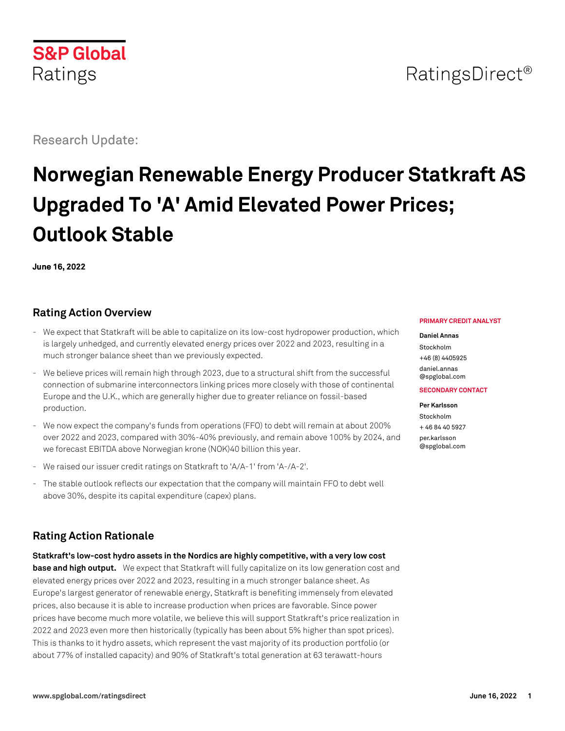S&P Global Ratings

RatingsDirect®

Research Update:

# Norwegian Renewable Energy Producer Statkraft AS Upgraded To 'A' Amid Elevated Power Prices; Outlook Stable

**June 16, 2022**

## Rating Action Overview

- We expect that Statkraft will be able to capitalize on its low-cost hydropower production, which is largely unhedged, and currently elevated energy prices over 2022 and 2023, resulting in a much stronger balance sheet than we previously expected.
- We believe prices will remain high through 2023, due to a structural shift from the successful connection of submarine interconnectors linking prices more closely with those of continental Europe and the U.K., which are generally higher due to greater reliance on fossil-based production.
- We now expect the company's funds from operations (FFO) to debt will remain at about 200% over 2022 and 2023, compared with 30%-40% previously, and remain above 100% by 2024, and we forecast EBITDA above Norwegian krone (NOK)40 billion this year.
- We raised our issuer credit ratings on Statkraft to 'A/A-1' from 'A-/A-2'.
- The stable outlook reflects our expectation that the company will maintain FFO to debt well above 30%, despite its capital expenditure (capex) plans.

**PRIMARY CREDIT ANALYST**

**Daniel Annas**
Stockholm
+46 (8) 4405925
daniel.annas
@spglobal.com

**SECONDARY CONTACT**

**Per Karlsson**
Stockholm
+ 46 84 40 5927
per.karlsson
@spglobal.com

## Rating Action Rationale

**Statkraft's low-cost hydro assets in the Nordics are highly competitive, with a very low cost base and high output.** We expect that Statkraft will fully capitalize on its low generation cost and elevated energy prices over 2022 and 2023, resulting in a much stronger balance sheet. As Europe's largest generator of renewable energy, Statkraft is benefiting immensely from elevated prices, also because it is able to increase production when prices are favorable. Since power prices have become much more volatile, we believe this will support Statkraft's price realization in 2022 and 2023 even more then historically (typically has been about 5% higher than spot prices). This is thanks to it hydro assets, which represent the vast majority of its production portfolio (or about 77% of installed capacity) and 90% of Statkraft's total generation at 63 terawatt-hours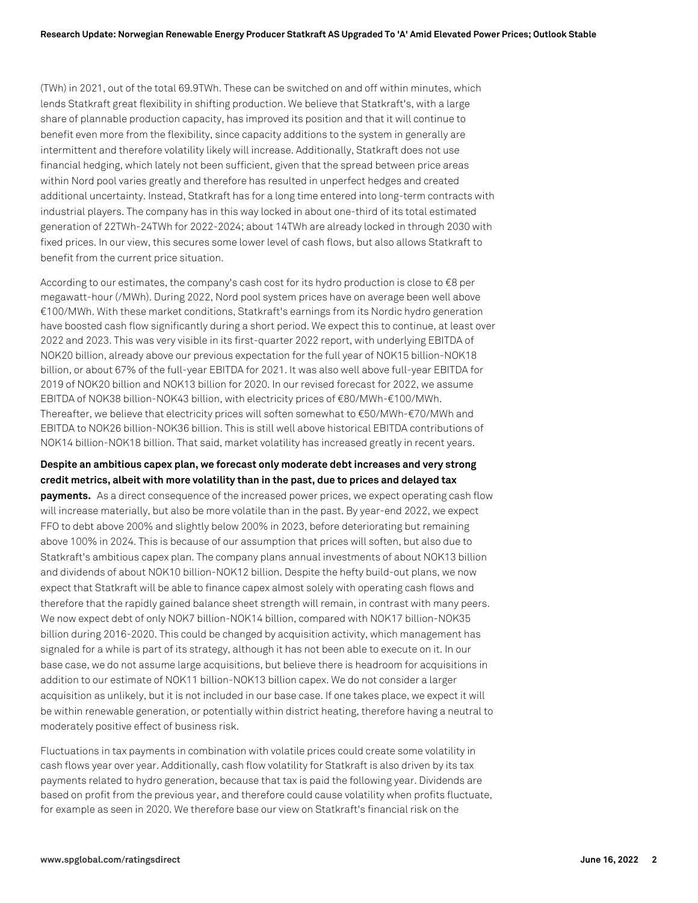(TWh) in 2021, out of the total 69.9TWh. These can be switched on and off within minutes, which lends Statkraft great flexibility in shifting production. We believe that Statkraft's, with a large share of plannable production capacity, has improved its position and that it will continue to benefit even more from the flexibility, since capacity additions to the system in generally are intermittent and therefore volatility likely will increase. Additionally, Statkraft does not use financial hedging, which lately not been sufficient, given that the spread between price areas within Nord pool varies greatly and therefore has resulted in unperfect hedges and created additional uncertainty. Instead, Statkraft has for a long time entered into long-term contracts with industrial players. The company has in this way locked in about one-third of its total estimated generation of 22TWh-24TWh for 2022-2024; about 14TWh are already locked in through 2030 with fixed prices. In our view, this secures some lower level of cash flows, but also allows Statkraft to benefit from the current price situation.

According to our estimates, the company's cash cost for its hydro production is close to €8 per megawatt-hour (/MWh). During 2022, Nord pool system prices have on average been well above €100/MWh. With these market conditions, Statkraft's earnings from its Nordic hydro generation have boosted cash flow significantly during a short period. We expect this to continue, at least over 2022 and 2023. This was very visible in its first-quarter 2022 report, with underlying EBITDA of NOK20 billion, already above our previous expectation for the full year of NOK15 billion-NOK18 billion, or about 67% of the full-year EBITDA for 2021. It was also well above full-year EBITDA for 2019 of NOK20 billion and NOK13 billion for 2020. In our revised forecast for 2022, we assume EBITDA of NOK38 billion-NOK43 billion, with electricity prices of €80/MWh-€100/MWh. Thereafter, we believe that electricity prices will soften somewhat to €50/MWh-€70/MWh and EBITDA to NOK26 billion-NOK36 billion. This is still well above historical EBITDA contributions of NOK14 billion-NOK18 billion. That said, market volatility has increased greatly in recent years.

**Despite an ambitious capex plan, we forecast only moderate debt increases and very strong credit metrics, albeit with more volatility than in the past, due to prices and delayed tax payments.** As a direct consequence of the increased power prices, we expect operating cash flow will increase materially, but also be more volatile than in the past. By year-end 2022, we expect FFO to debt above 200% and slightly below 200% in 2023, before deteriorating but remaining above 100% in 2024. This is because of our assumption that prices will soften, but also due to Statkraft's ambitious capex plan. The company plans annual investments of about NOK13 billion and dividends of about NOK10 billion-NOK12 billion. Despite the hefty build-out plans, we now expect that Statkraft will be able to finance capex almost solely with operating cash flows and therefore that the rapidly gained balance sheet strength will remain, in contrast with many peers. We now expect debt of only NOK7 billion-NOK14 billion, compared with NOK17 billion-NOK35 billion during 2016-2020. This could be changed by acquisition activity, which management has signaled for a while is part of its strategy, although it has not been able to execute on it. In our base case, we do not assume large acquisitions, but believe there is headroom for acquisitions in addition to our estimate of NOK11 billion-NOK13 billion capex. We do not consider a larger acquisition as unlikely, but it is not included in our base case. If one takes place, we expect it will be within renewable generation, or potentially within district heating, therefore having a neutral to moderately positive effect of business risk.

Fluctuations in tax payments in combination with volatile prices could create some volatility in cash flows year over year. Additionally, cash flow volatility for Statkraft is also driven by its tax payments related to hydro generation, because that tax is paid the following year. Dividends are based on profit from the previous year, and therefore could cause volatility when profits fluctuate, for example as seen in 2020. We therefore base our view on Statkraft's financial risk on the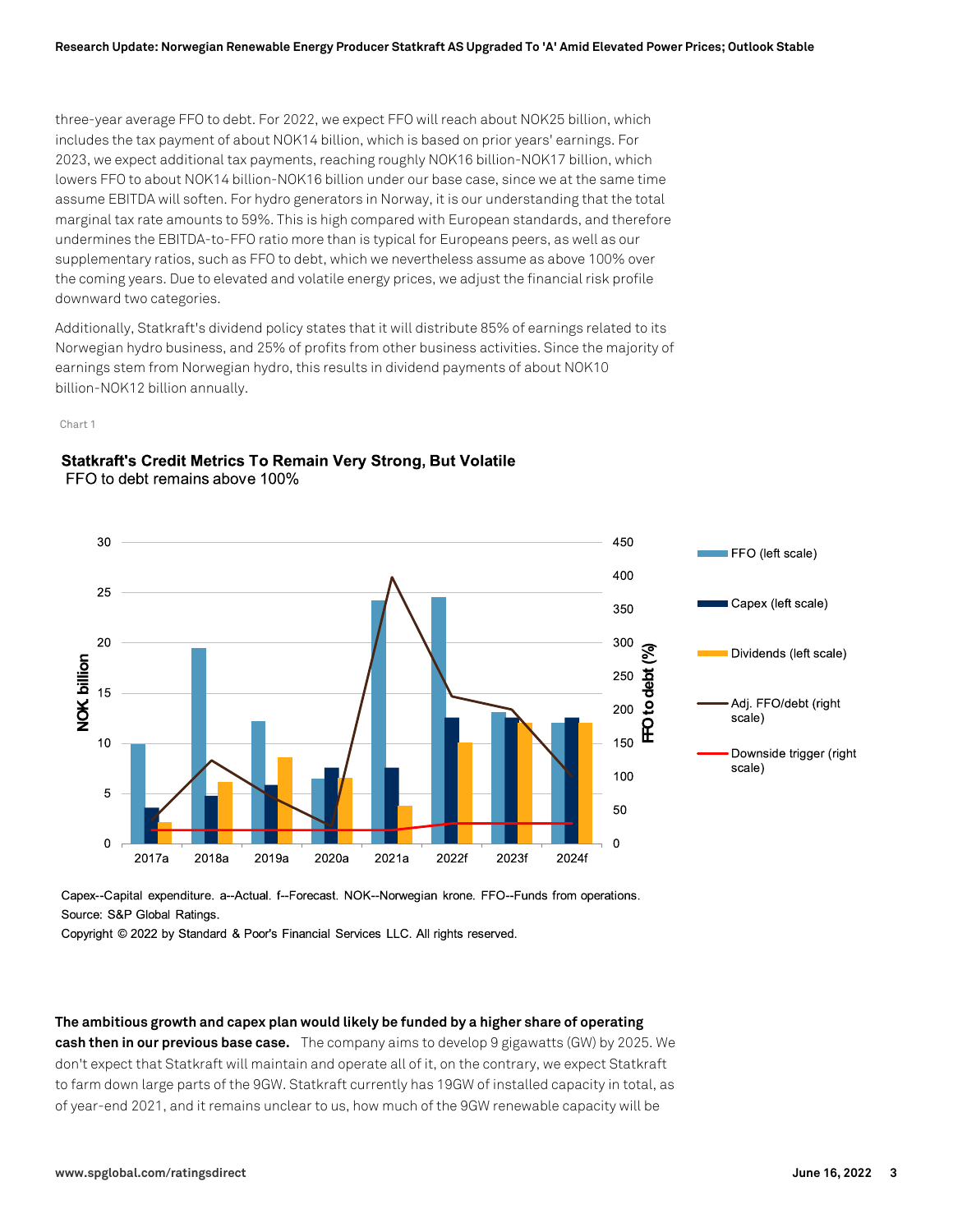three-year average FFO to debt. For 2022, we expect FFO will reach about NOK25 billion, which includes the tax payment of about NOK14 billion, which is based on prior years' earnings. For 2023, we expect additional tax payments, reaching roughly NOK16 billion-NOK17 billion, which lowers FFO to about NOK14 billion-NOK16 billion under our base case, since we at the same time assume EBITDA will soften. For hydro generators in Norway, it is our understanding that the total marginal tax rate amounts to 59%. This is high compared with European standards, and therefore undermines the EBITDA-to-FFO ratio more than is typical for Europeans peers, as well as our supplementary ratios, such as FFO to debt, which we nevertheless assume as above 100% over the coming years. Due to elevated and volatile energy prices, we adjust the financial risk profile downward two categories.

Additionally, Statkraft's dividend policy states that it will distribute 85% of earnings related to its Norwegian hydro business, and 25% of profits from other business activities. Since the majority of earnings stem from Norwegian hydro, this results in dividend payments of about NOK10 billion-NOK12 billion annually.

Chart 1

**Statkraft's Credit Metrics To Remain Very Strong, But Volatile**

FFO to debt remains above 100%

NOK billion

FFO to debt (%)

0
5
10
15
20
25
30

0
50
100
150
200
250
300
350
400
450

2017a
2018a
2019a
2020a
2021a
2022f
2023f
2024f

FFO (left scale)

Capex (left scale)

Dividends (left scale)

Adj. FFO/debt (right scale)

Downside trigger (right scale)

Capex--Capital expenditure. a--Actual. f--Forecast. NOK--Norwegian krone. FFO--Funds from operations.
Source: S&P Global Ratings.
Copyright © 2022 by Standard & Poor's Financial Services LLC. All rights reserved.

**The ambitious growth and capex plan would likely be funded by a higher share of operating cash then in our previous base case.** The company aims to develop 9 gigawatts (GW) by 2025. We don't expect that Statkraft will maintain and operate all of it, on the contrary, we expect Statkraft to farm down large parts of the 9GW. Statkraft currently has 19GW of installed capacity in total, as of year-end 2021, and it remains unclear to us, how much of the 9GW renewable capacity will be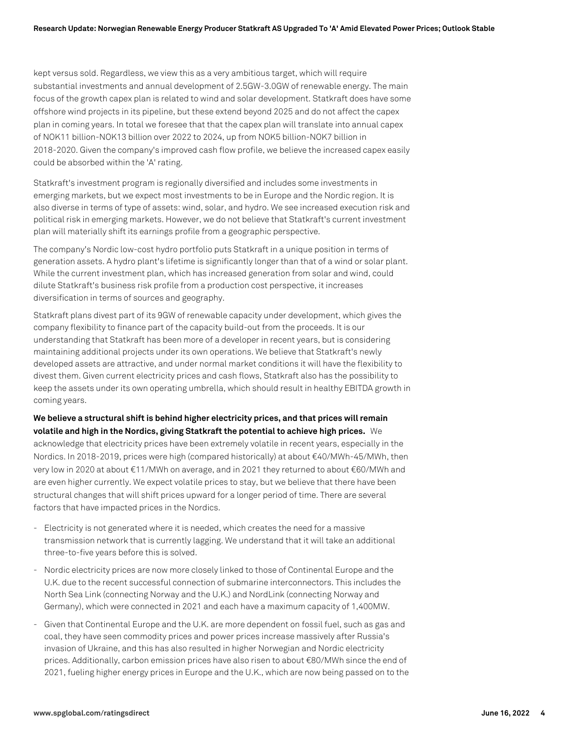kept versus sold. Regardless, we view this as a very ambitious target, which will require substantial investments and annual development of 2.5GW-3.0GW of renewable energy. The main focus of the growth capex plan is related to wind and solar development. Statkraft does have some offshore wind projects in its pipeline, but these extend beyond 2025 and do not affect the capex plan in coming years. In total we foresee that that the capex plan will translate into annual capex of NOK11 billion-NOK13 billion over 2022 to 2024, up from NOK5 billion-NOK7 billion in 2018-2020. Given the company's improved cash flow profile, we believe the increased capex easily could be absorbed within the 'A' rating.

Statkraft's investment program is regionally diversified and includes some investments in emerging markets, but we expect most investments to be in Europe and the Nordic region. It is also diverse in terms of type of assets: wind, solar, and hydro. We see increased execution risk and political risk in emerging markets. However, we do not believe that Statkraft's current investment plan will materially shift its earnings profile from a geographic perspective.

The company's Nordic low-cost hydro portfolio puts Statkraft in a unique position in terms of generation assets. A hydro plant's lifetime is significantly longer than that of a wind or solar plant. While the current investment plan, which has increased generation from solar and wind, could dilute Statkraft's business risk profile from a production cost perspective, it increases diversification in terms of sources and geography.

Statkraft plans divest part of its 9GW of renewable capacity under development, which gives the company flexibility to finance part of the capacity build-out from the proceeds. It is our understanding that Statkraft has been more of a developer in recent years, but is considering maintaining additional projects under its own operations. We believe that Statkraft's newly developed assets are attractive, and under normal market conditions it will have the flexibility to divest them. Given current electricity prices and cash flows, Statkraft also has the possibility to keep the assets under its own operating umbrella, which should result in healthy EBITDA growth in coming years.

**We believe a structural shift is behind higher electricity prices, and that prices will remain volatile and high in the Nordics, giving Statkraft the potential to achieve high prices.** We acknowledge that electricity prices have been extremely volatile in recent years, especially in the Nordics. In 2018-2019, prices were high (compared historically) at about €40/MWh-45/MWh, then very low in 2020 at about €11/MWh on average, and in 2021 they returned to about €60/MWh and are even higher currently. We expect volatile prices to stay, but we believe that there have been structural changes that will shift prices upward for a longer period of time. There are several factors that have impacted prices in the Nordics.

- Electricity is not generated where it is needed, which creates the need for a massive transmission network that is currently lagging. We understand that it will take an additional three-to-five years before this is solved.
- Nordic electricity prices are now more closely linked to those of Continental Europe and the U.K. due to the recent successful connection of submarine interconnectors. This includes the North Sea Link (connecting Norway and the U.K.) and NordLink (connecting Norway and Germany), which were connected in 2021 and each have a maximum capacity of 1,400MW.
- Given that Continental Europe and the U.K. are more dependent on fossil fuel, such as gas and coal, they have seen commodity prices and power prices increase massively after Russia's invasion of Ukraine, and this has also resulted in higher Norwegian and Nordic electricity prices. Additionally, carbon emission prices have also risen to about €80/MWh since the end of 2021, fueling higher energy prices in Europe and the U.K., which are now being passed on to the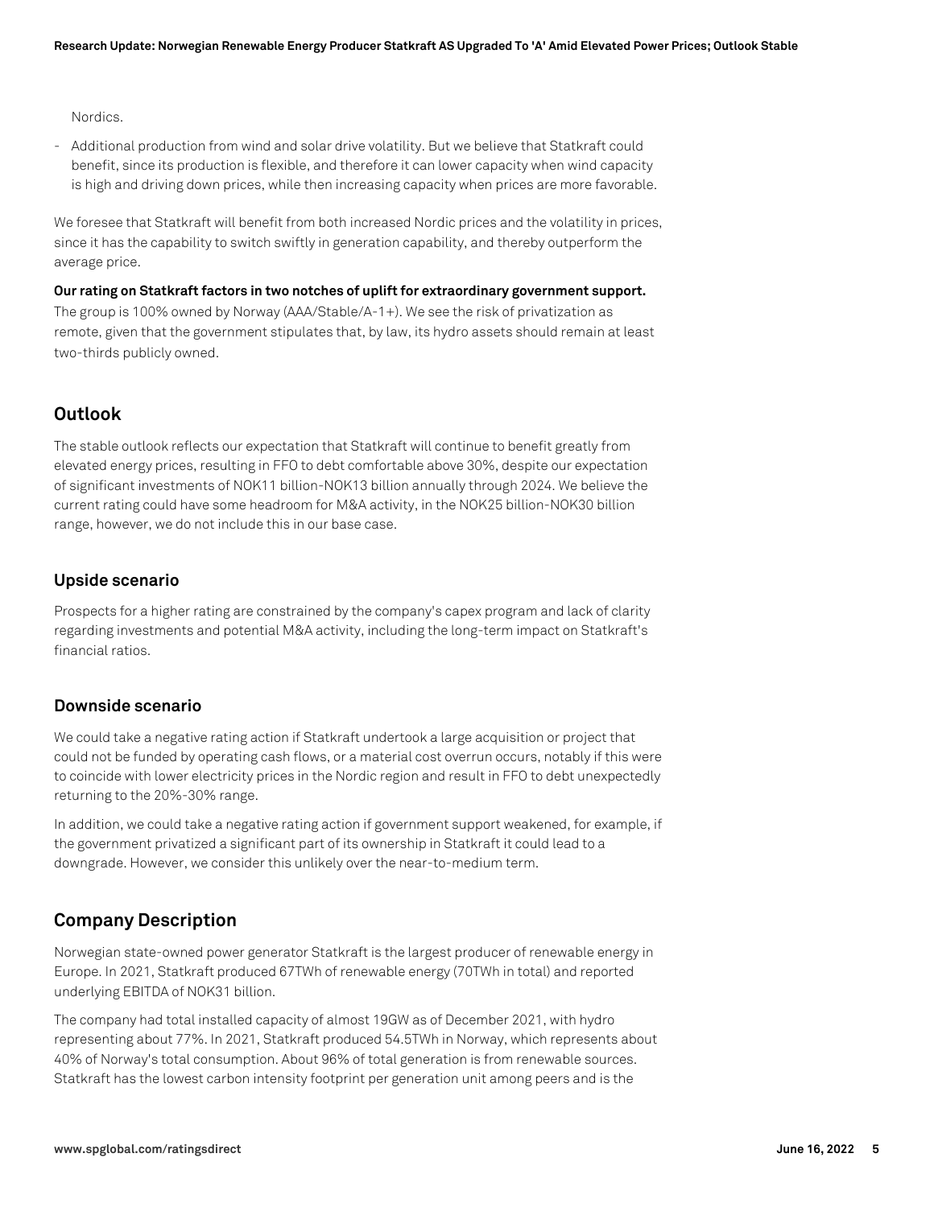Nordics.

- Additional production from wind and solar drive volatility. But we believe that Statkraft could benefit, since its production is flexible, and therefore it can lower capacity when wind capacity is high and driving down prices, while then increasing capacity when prices are more favorable.

We foresee that Statkraft will benefit from both increased Nordic prices and the volatility in prices, since it has the capability to switch swiftly in generation capability, and thereby outperform the average price.

**Our rating on Statkraft factors in two notches of uplift for extraordinary government support.** The group is 100% owned by Norway (AAA/Stable/A-1+). We see the risk of privatization as remote, given that the government stipulates that, by law, its hydro assets should remain at least two-thirds publicly owned.

## Outlook

The stable outlook reflects our expectation that Statkraft will continue to benefit greatly from elevated energy prices, resulting in FFO to debt comfortable above 30%, despite our expectation of significant investments of NOK11 billion-NOK13 billion annually through 2024. We believe the current rating could have some headroom for M&A activity, in the NOK25 billion-NOK30 billion range, however, we do not include this in our base case.

### Upside scenario

Prospects for a higher rating are constrained by the company's capex program and lack of clarity regarding investments and potential M&A activity, including the long-term impact on Statkraft's financial ratios.

### Downside scenario

We could take a negative rating action if Statkraft undertook a large acquisition or project that could not be funded by operating cash flows, or a material cost overrun occurs, notably if this were to coincide with lower electricity prices in the Nordic region and result in FFO to debt unexpectedly returning to the 20%-30% range.

In addition, we could take a negative rating action if government support weakened, for example, if the government privatized a significant part of its ownership in Statkraft it could lead to a downgrade. However, we consider this unlikely over the near-to-medium term.

## Company Description

Norwegian state-owned power generator Statkraft is the largest producer of renewable energy in Europe. In 2021, Statkraft produced 67TWh of renewable energy (70TWh in total) and reported underlying EBITDA of NOK31 billion.

The company had total installed capacity of almost 19GW as of December 2021, with hydro representing about 77%. In 2021, Statkraft produced 54.5TWh in Norway, which represents about 40% of Norway's total consumption. About 96% of total generation is from renewable sources. Statkraft has the lowest carbon intensity footprint per generation unit among peers and is the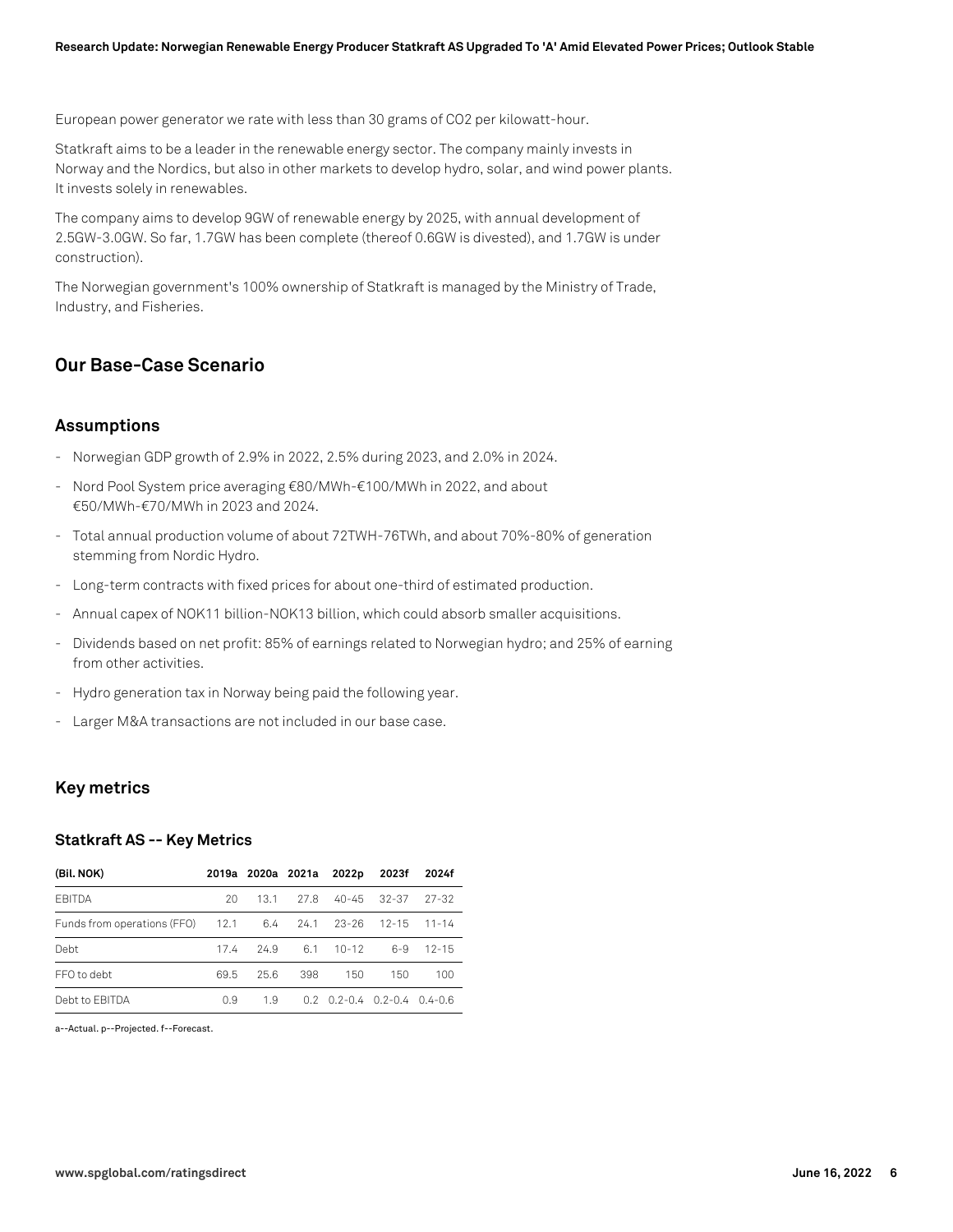European power generator we rate with less than 30 grams of $CO_2$ per kilowatt-hour.

Statkraft aims to be a leader in the renewable energy sector. The company mainly invests in Norway and the Nordics, but also in other markets to develop hydro, solar, and wind power plants. It invests solely in renewables.

The company aims to develop 9GW of renewable energy by 2025, with annual development of 2.5GW-3.0GW. So far, 1.7GW has been complete (thereof 0.6GW is divested), and 1.7GW is under construction).

The Norwegian government's 100% ownership of Statkraft is managed by the Ministry of Trade, Industry, and Fisheries.

## Our Base-Case Scenario

### Assumptions

- Norwegian GDP growth of 2.9% in 2022, 2.5% during 2023, and 2.0% in 2024.
- Nord Pool System price averaging €80/MWh-€100/MWh in 2022, and about €50/MWh-€70/MWh in 2023 and 2024.
- Total annual production volume of about 72TWH-76TWh, and about 70%-80% of generation stemming from Nordic Hydro.
- Long-term contracts with fixed prices for about one-third of estimated production.
- Annual capex of NOK11 billion-NOK13 billion, which could absorb smaller acquisitions.
- Dividends based on net profit: 85% of earnings related to Norwegian hydro; and 25% of earning from other activities.
- Hydro generation tax in Norway being paid the following year.
- Larger M&A transactions are not included in our base case.

### Key metrics

#### Statkraft AS -- Key Metrics

| (Bil. NOK) | 2019a | 2020a | 2021a | 2022p | 2023f | 2024f |
|---|---|---|---|---|---|---|
| EBITDA | 20 | 13.1 | 27.8 | 40-45 | 32-37 | 27-32 |
| Funds from operations (FFO) | 12.1 | 6.4 | 24.1 | 23-26 | 12-15 | 11-14 |
| Debt | 17.4 | 24.9 | 6.1 | 10-12 | 6-9 | 12-15 |
| FFO to debt | 69.5 | 25.6 | 398 | 150 | 150 | 100 |
| Debt to EBITDA | 0.9 | 1.9 | 0.2 | 0.2-0.4 | 0.2-0.4 | 0.4-0.6 |

a--Actual. p--Projected. f--Forecast.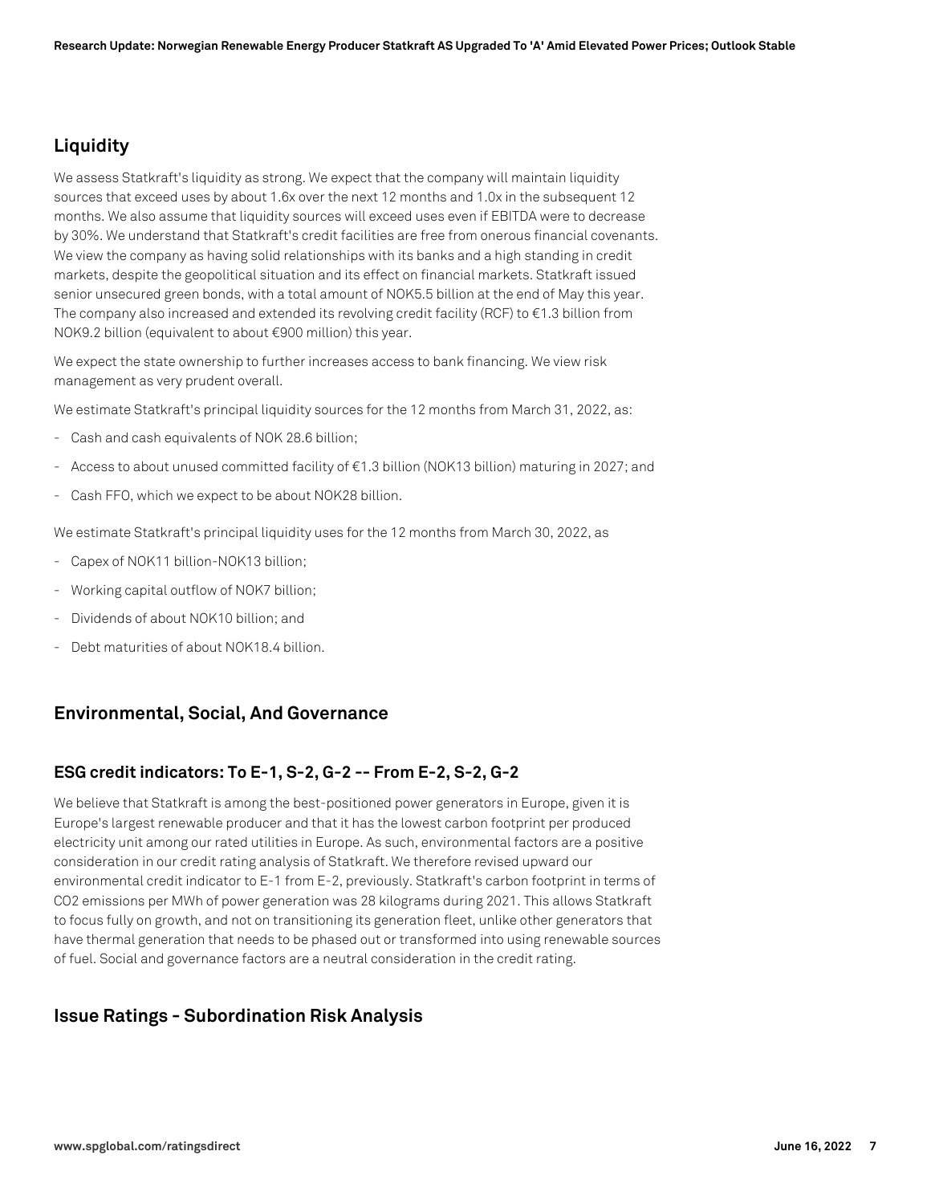## Liquidity

We assess Statkraft's liquidity as strong. We expect that the company will maintain liquidity sources that exceed uses by about 1.6x over the next 12 months and 1.0x in the subsequent 12 months. We also assume that liquidity sources will exceed uses even if EBITDA were to decrease by 30%. We understand that Statkraft's credit facilities are free from onerous financial covenants. We view the company as having solid relationships with its banks and a high standing in credit markets, despite the geopolitical situation and its effect on financial markets. Statkraft issued senior unsecured green bonds, with a total amount of NOK5.5 billion at the end of May this year. The company also increased and extended its revolving credit facility (RCF) to €1.3 billion from NOK9.2 billion (equivalent to about €900 million) this year.

We expect the state ownership to further increases access to bank financing. We view risk management as very prudent overall.

We estimate Statkraft's principal liquidity sources for the 12 months from March 31, 2022, as:

- Cash and cash equivalents of NOK 28.6 billion;
- Access to about unused committed facility of €1.3 billion (NOK13 billion) maturing in 2027; and
- Cash FFO, which we expect to be about NOK28 billion.

We estimate Statkraft's principal liquidity uses for the 12 months from March 30, 2022, as

- Capex of NOK11 billion-NOK13 billion;
- Working capital outflow of NOK7 billion;
- Dividends of about NOK10 billion; and
- Debt maturities of about NOK18.4 billion.

## Environmental, Social, And Governance

### ESG credit indicators: To E-1, S-2, G-2 -- From E-2, S-2, G-2

We believe that Statkraft is among the best-positioned power generators in Europe, given it is Europe's largest renewable producer and that it has the lowest carbon footprint per produced electricity unit among our rated utilities in Europe. As such, environmental factors are a positive consideration in our credit rating analysis of Statkraft. We therefore revised upward our environmental credit indicator to E-1 from E-2, previously. Statkraft's carbon footprint in terms of $CO_2$ emissions per MWh of power generation was 28 kilograms during 2021. This allows Statkraft to focus fully on growth, and not on transitioning its generation fleet, unlike other generators that have thermal generation that needs to be phased out or transformed into using renewable sources of fuel. Social and governance factors are a neutral consideration in the credit rating.

## Issue Ratings - Subordination Risk Analysis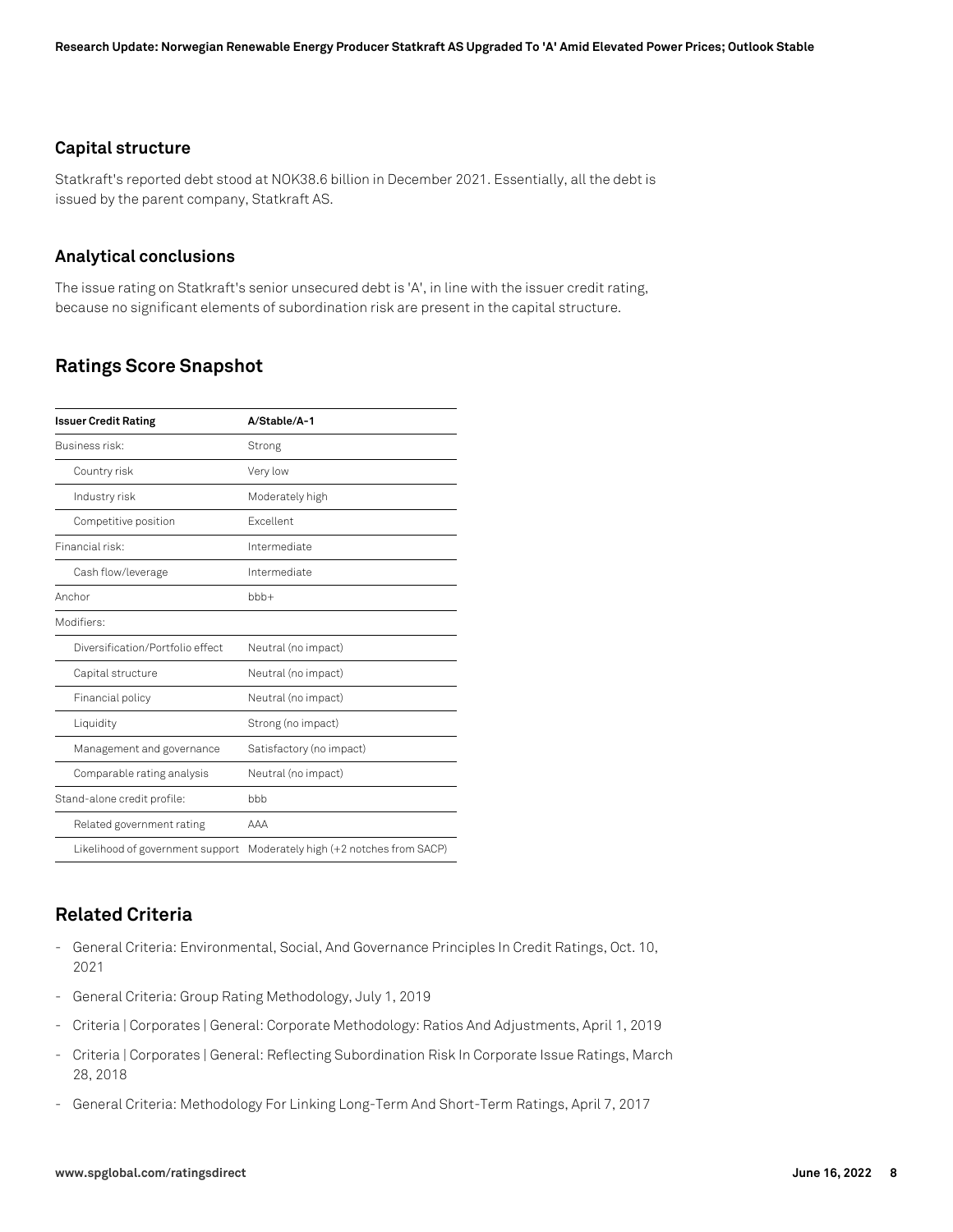### Capital structure

Statkraft's reported debt stood at NOK38.6 billion in December 2021. Essentially, all the debt is issued by the parent company, Statkraft AS.

### Analytical conclusions

The issue rating on Statkraft's senior unsecured debt is 'A', in line with the issuer credit rating, because no significant elements of subordination risk are present in the capital structure.

## Ratings Score Snapshot

| **Issuer Credit Rating** | **A/Stable/A-1** |
|---|---|
| Business risk: | Strong |
| Country risk | Very low |
| Industry risk | Moderately high |
| Competitive position | Excellent |
| Financial risk: | Intermediate |
| Cash flow/leverage | Intermediate |
| Anchor | bbb+ |
| Modifiers: | |
| Diversification/Portfolio effect | Neutral (no impact) |
| Capital structure | Neutral (no impact) |
| Financial policy | Neutral (no impact) |
| Liquidity | Strong (no impact) |
| Management and governance | Satisfactory (no impact) |
| Comparable rating analysis | Neutral (no impact) |
| Stand-alone credit profile: | bbb |
| Related government rating | AAA |
| Likelihood of government support | Moderately high (+2 notches from SACP) |

## Related Criteria

- General Criteria: Environmental, Social, And Governance Principles In Credit Ratings, Oct. 10, 2021
- General Criteria: Group Rating Methodology, July 1, 2019
- Criteria | Corporates | General: Corporate Methodology: Ratios And Adjustments, April 1, 2019
- Criteria | Corporates | General: Reflecting Subordination Risk In Corporate Issue Ratings, March 28, 2018
- General Criteria: Methodology For Linking Long-Term And Short-Term Ratings, April 7, 2017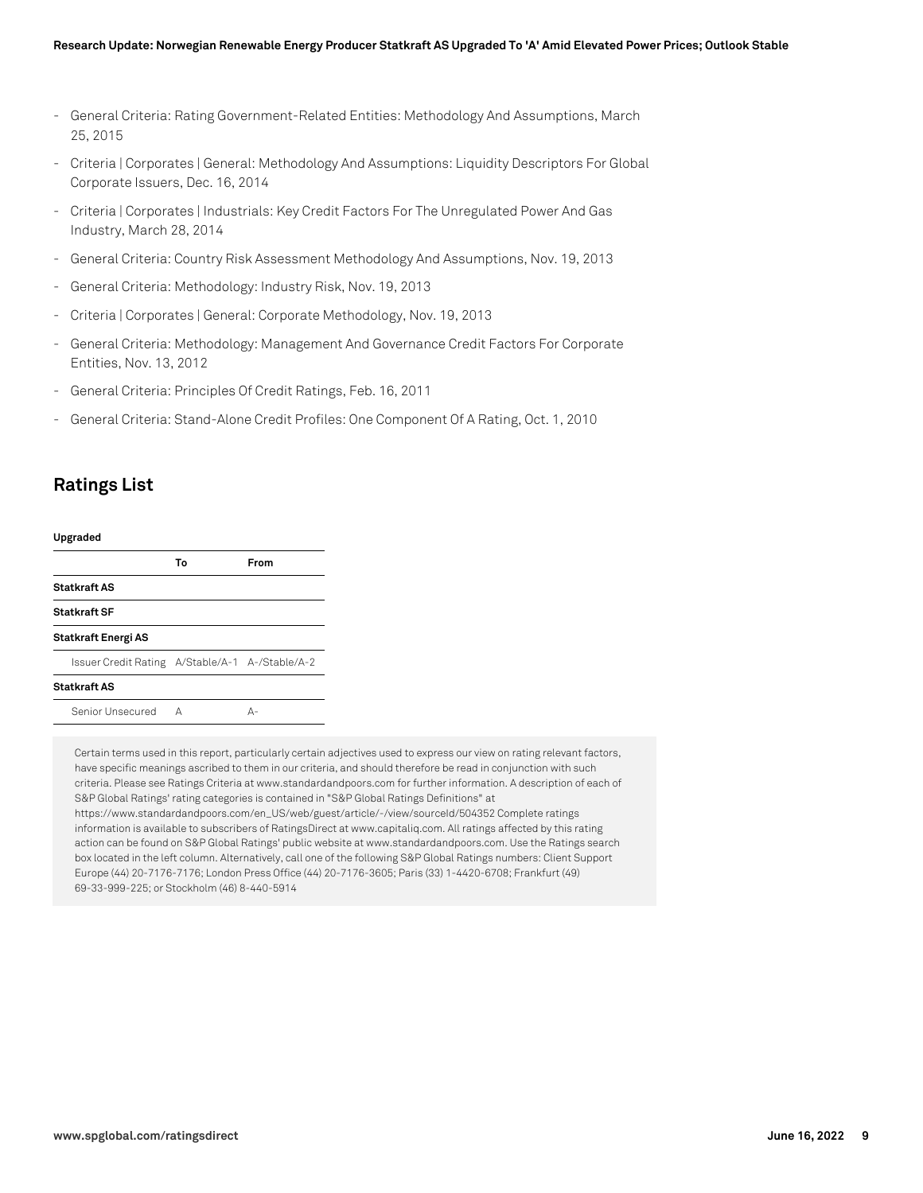- General Criteria: Rating Government-Related Entities: Methodology And Assumptions, March 25, 2015
- Criteria | Corporates | General: Methodology And Assumptions: Liquidity Descriptors For Global Corporate Issuers, Dec. 16, 2014
- Criteria | Corporates | Industrials: Key Credit Factors For The Unregulated Power And Gas Industry, March 28, 2014
- General Criteria: Country Risk Assessment Methodology And Assumptions, Nov. 19, 2013
- General Criteria: Methodology: Industry Risk, Nov. 19, 2013
- Criteria | Corporates | General: Corporate Methodology, Nov. 19, 2013
- General Criteria: Methodology: Management And Governance Credit Factors For Corporate Entities, Nov. 13, 2012
- General Criteria: Principles Of Credit Ratings, Feb. 16, 2011
- General Criteria: Stand-Alone Credit Profiles: One Component Of A Rating, Oct. 1, 2010

## Ratings List

**Upgraded**

| | To | From |
|---|---|---|
| **Statkraft AS** | | |
| **Statkraft SF** | | |
| **Statkraft Energi AS** | | |
| Issuer Credit Rating | A/Stable/A-1 | A-/Stable/A-2 |
| **Statkraft AS** | | |
| Senior Unsecured | A | A- |

Certain terms used in this report, particularly certain adjectives used to express our view on rating relevant factors, have specific meanings ascribed to them in our criteria, and should therefore be read in conjunction with such criteria. Please see Ratings Criteria at www.standardandpoors.com for further information. A description of each of S&P Global Ratings' rating categories is contained in "S&P Global Ratings Definitions" at https://www.standardandpoors.com/en_US/web/guest/article/-/view/sourceId/504352 Complete ratings information is available to subscribers of RatingsDirect at www.capitaliq.com. All ratings affected by this rating action can be found on S&P Global Ratings' public website at www.standardandpoors.com. Use the Ratings search box located in the left column. Alternatively, call one of the following S&P Global Ratings numbers: Client Support Europe (44) 20-7176-7176; London Press Office (44) 20-7176-3605; Paris (33) 1-4420-6708; Frankfurt (49) 69-33-999-225; or Stockholm (46) 8-440-5914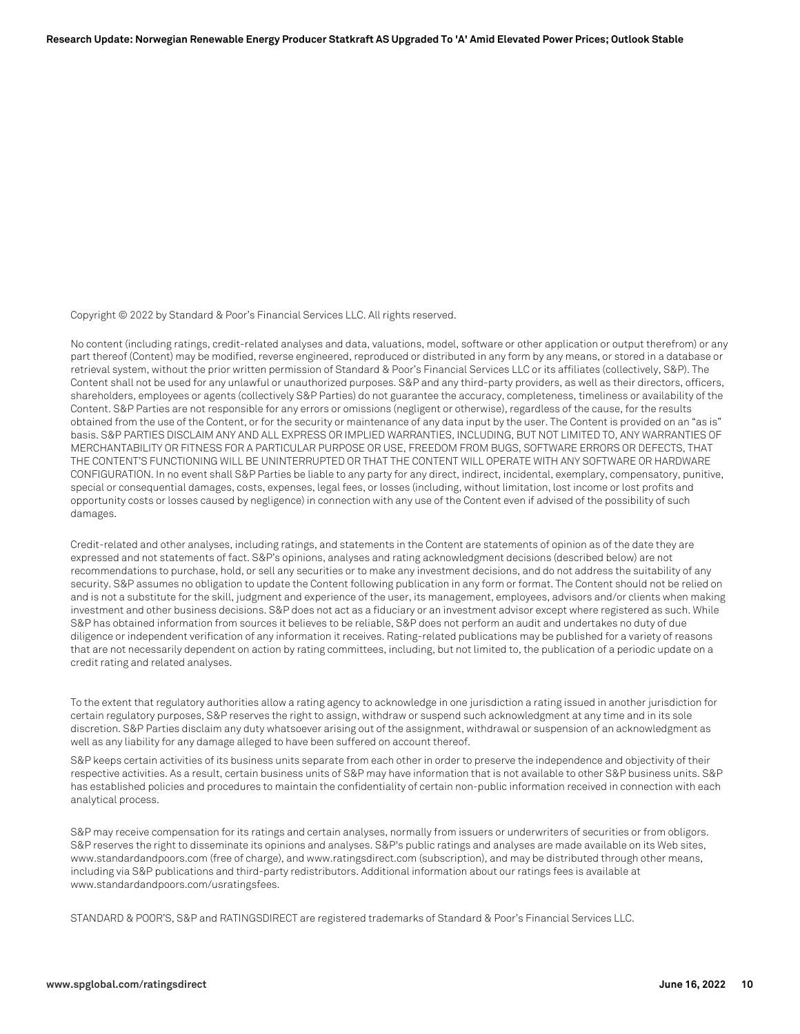Copyright © 2022 by Standard & Poor's Financial Services LLC. All rights reserved.

No content (including ratings, credit-related analyses and data, valuations, model, software or other application or output therefrom) or any part thereof (Content) may be modified, reverse engineered, reproduced or distributed in any form by any means, or stored in a database or retrieval system, without the prior written permission of Standard & Poor's Financial Services LLC or its affiliates (collectively, S&P). The Content shall not be used for any unlawful or unauthorized purposes. S&P and any third-party providers, as well as their directors, officers, shareholders, employees or agents (collectively S&P Parties) do not guarantee the accuracy, completeness, timeliness or availability of the Content. S&P Parties are not responsible for any errors or omissions (negligent or otherwise), regardless of the cause, for the results obtained from the use of the Content, or for the security or maintenance of any data input by the user. The Content is provided on an "as is" basis. S&P PARTIES DISCLAIM ANY AND ALL EXPRESS OR IMPLIED WARRANTIES, INCLUDING, BUT NOT LIMITED TO, ANY WARRANTIES OF MERCHANTABILITY OR FITNESS FOR A PARTICULAR PURPOSE OR USE, FREEDOM FROM BUGS, SOFTWARE ERRORS OR DEFECTS, THAT THE CONTENT'S FUNCTIONING WILL BE UNINTERRUPTED OR THAT THE CONTENT WILL OPERATE WITH ANY SOFTWARE OR HARDWARE CONFIGURATION. In no event shall S&P Parties be liable to any party for any direct, indirect, incidental, exemplary, compensatory, punitive, special or consequential damages, costs, expenses, legal fees, or losses (including, without limitation, lost income or lost profits and opportunity costs or losses caused by negligence) in connection with any use of the Content even if advised of the possibility of such damages.

Credit-related and other analyses, including ratings, and statements in the Content are statements of opinion as of the date they are expressed and not statements of fact. S&P's opinions, analyses and rating acknowledgment decisions (described below) are not recommendations to purchase, hold, or sell any securities or to make any investment decisions, and do not address the suitability of any security. S&P assumes no obligation to update the Content following publication in any form or format. The Content should not be relied on and is not a substitute for the skill, judgment and experience of the user, its management, employees, advisors and/or clients when making investment and other business decisions. S&P does not act as a fiduciary or an investment advisor except where registered as such. While S&P has obtained information from sources it believes to be reliable, S&P does not perform an audit and undertakes no duty of due diligence or independent verification of any information it receives. Rating-related publications may be published for a variety of reasons that are not necessarily dependent on action by rating committees, including, but not limited to, the publication of a periodic update on a credit rating and related analyses.

To the extent that regulatory authorities allow a rating agency to acknowledge in one jurisdiction a rating issued in another jurisdiction for certain regulatory purposes, S&P reserves the right to assign, withdraw or suspend such acknowledgment at any time and in its sole discretion. S&P Parties disclaim any duty whatsoever arising out of the assignment, withdrawal or suspension of an acknowledgment as well as any liability for any damage alleged to have been suffered on account thereof.

S&P keeps certain activities of its business units separate from each other in order to preserve the independence and objectivity of their respective activities. As a result, certain business units of S&P may have information that is not available to other S&P business units. S&P has established policies and procedures to maintain the confidentiality of certain non-public information received in connection with each analytical process.

S&P may receive compensation for its ratings and certain analyses, normally from issuers or underwriters of securities or from obligors. S&P reserves the right to disseminate its opinions and analyses. S&P's public ratings and analyses are made available on its Web sites, www.standardandpoors.com (free of charge), and www.ratingsdirect.com (subscription), and may be distributed through other means, including via S&P publications and third-party redistributors. Additional information about our ratings fees is available at www.standardandpoors.com/usratingsfees.

STANDARD & POOR'S, S&P and RATINGSDIRECT are registered trademarks of Standard & Poor's Financial Services LLC.